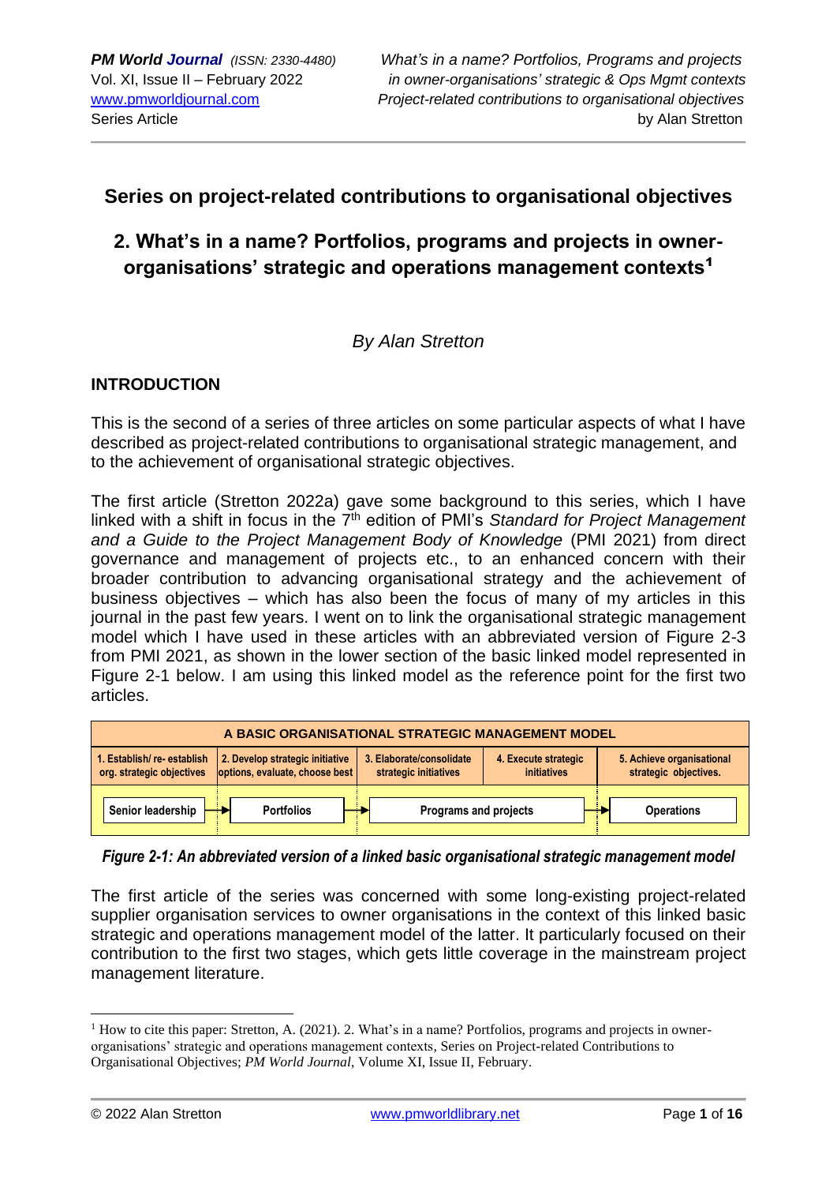## Series on project-related contributions to organisational objectives

# 2. What's in a name? Portfolios, programs and projects in owner-organisations' strategic and operations management contexts[1]

*By Alan Stretton*

### INTRODUCTION

This is the second of a series of three articles on some particular aspects of what I have described as project-related contributions to organisational strategic management, and to the achievement of organisational strategic objectives.

The first article (Stretton 2022a) gave some background to this series, which I have linked with a shift in focus in the 7th edition of PMI's *Standard for Project Management and a Guide to the Project Management Body of Knowledge* (PMI 2021) from direct governance and management of projects etc., to an enhanced concern with their broader contribution to advancing organisational strategy and the achievement of business objectives – which has also been the focus of many of my articles in this journal in the past few years. I went on to link the organisational strategic management model which I have used in these articles with an abbreviated version of Figure 2-3 from PMI 2021, as shown in the lower section of the basic linked model represented in Figure 2-1 below. I am using this linked model as the reference point for the first two articles.

| A BASIC ORGANISATIONAL STRATEGIC MANAGEMENT MODEL | | | | |
|---|---|---|---|---|
| 1. Establish/ re- establish org. strategic objectives | 2. Develop strategic initiative options, evaluate, choose best | 3. Elaborate/consolidate strategic initiatives | 4. Execute strategic initiatives | 5. Achieve organisational strategic objectives. |
| Senior leadership → | Portfolios → | Programs and projects | | → Operations |

*Figure 2-1: An abbreviated version of a linked basic organisational strategic management model*

The first article of the series was concerned with some long-existing project-related supplier organisation services to owner organisations in the context of this linked basic strategic and operations management model of the latter. It particularly focused on their contribution to the first two stages, which gets little coverage in the mainstream project management literature.

---

[1] How to cite this paper: Stretton, A. (2021). 2. What's in a name? Portfolios, programs and projects in owner-organisations' strategic and operations management contexts, Series on Project-related Contributions to Organisational Objectives; *PM World Journal*, Volume XI, Issue II, February.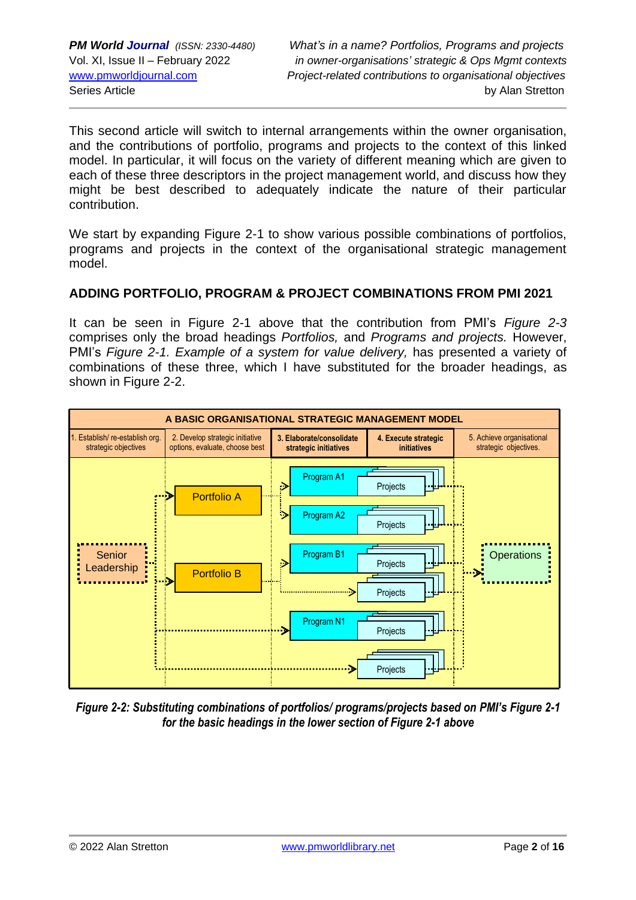This second article will switch to internal arrangements within the owner organisation, and the contributions of portfolio, programs and projects to the context of this linked model. In particular, it will focus on the variety of different meaning which are given to each of these three descriptors in the project management world, and discuss how they might be best described to adequately indicate the nature of their particular contribution.

We start by expanding Figure 2-1 to show various possible combinations of portfolios, programs and projects in the context of the organisational strategic management model.

## ADDING PORTFOLIO, PROGRAM & PROJECT COMBINATIONS FROM PMI 2021

It can be seen in Figure 2-1 above that the contribution from PMI's *Figure 2-3* comprises only the broad headings *Portfolios,* and *Programs and projects.* However, PMI's *Figure 2-1. Example of a system for value delivery,* has presented a variety of combinations of these three, which I have substituted for the broader headings, as shown in Figure 2-2.

| A BASIC ORGANISATIONAL STRATEGIC MANAGEMENT MODEL | | | | |
|---|---|---|---|---|
| 1. Establish/ re-establish org. strategic objectives | 2. Develop strategic initiative options, evaluate, choose best | 3. Elaborate/consolidate strategic initiatives | 4. Execute strategic initiatives | 5. Achieve organisational strategic objectives. |
| Senior Leadership | Portfolio A | Program A1 | Projects | Operations |
| | | Program A2 | Projects | |
| | Portfolio B | Program B1 | Projects | |
| | | | Projects | |
| | | Program N1 | Projects | |
| | | | Projects | |

***Figure 2-2: Substituting combinations of portfolios/ programs/projects based on PMI's Figure 2-1 for the basic headings in the lower section of Figure 2-1 above***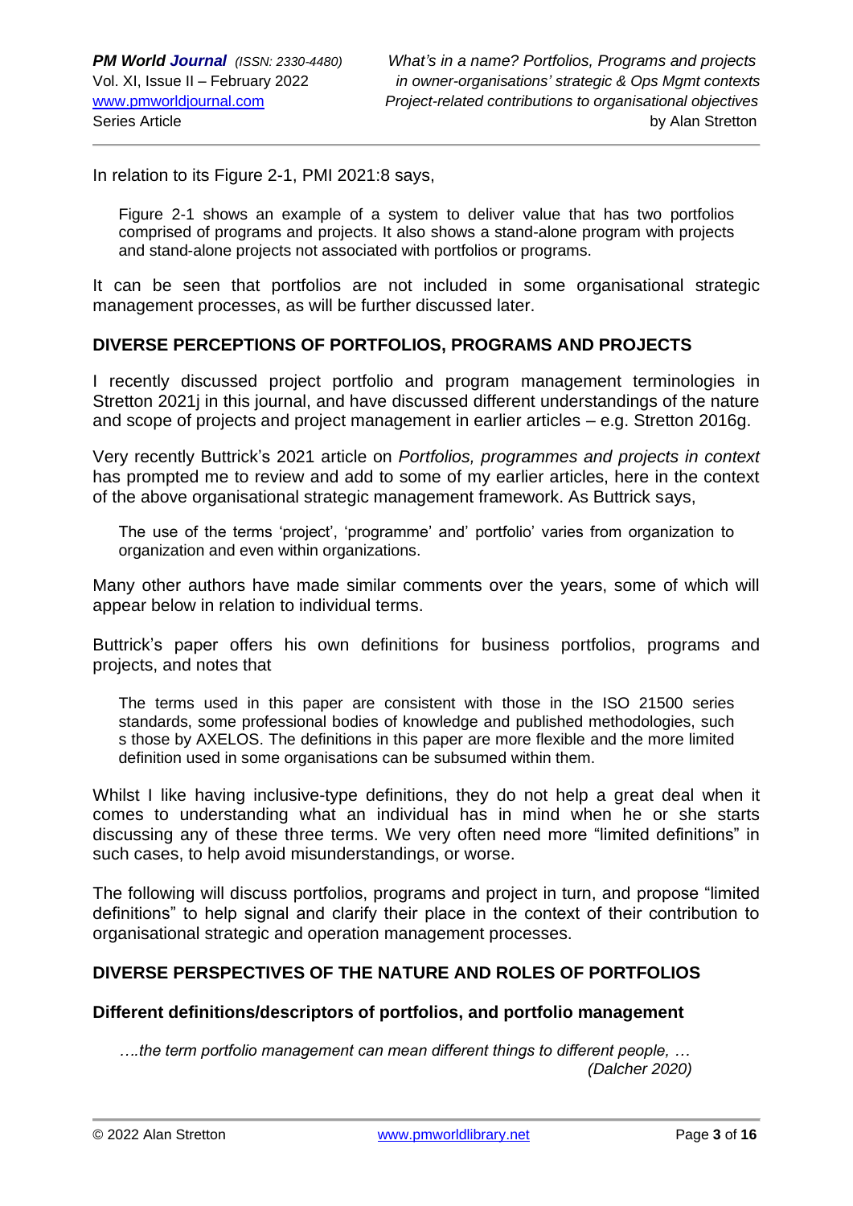In relation to its Figure 2-1, PMI 2021:8 says,

> Figure 2-1 shows an example of a system to deliver value that has two portfolios comprised of programs and projects. It also shows a stand-alone program with projects and stand-alone projects not associated with portfolios or programs.

It can be seen that portfolios are not included in some organisational strategic management processes, as will be further discussed later.

## DIVERSE PERCEPTIONS OF PORTFOLIOS, PROGRAMS AND PROJECTS

I recently discussed project portfolio and program management terminologies in Stretton 2021j in this journal, and have discussed different understandings of the nature and scope of projects and project management in earlier articles – e.g. Stretton 2016g.

Very recently Buttrick's 2021 article on *Portfolios, programmes and projects in context* has prompted me to review and add to some of my earlier articles, here in the context of the above organisational strategic management framework. As Buttrick says,

> The use of the terms 'project', 'programme' and' portfolio' varies from organization to organization and even within organizations.

Many other authors have made similar comments over the years, some of which will appear below in relation to individual terms.

Buttrick's paper offers his own definitions for business portfolios, programs and projects, and notes that

> The terms used in this paper are consistent with those in the ISO 21500 series standards, some professional bodies of knowledge and published methodologies, such s those by AXELOS. The definitions in this paper are more flexible and the more limited definition used in some organisations can be subsumed within them.

Whilst I like having inclusive-type definitions, they do not help a great deal when it comes to understanding what an individual has in mind when he or she starts discussing any of these three terms. We very often need more "limited definitions" in such cases, to help avoid misunderstandings, or worse.

The following will discuss portfolios, programs and project in turn, and propose "limited definitions" to help signal and clarify their place in the context of their contribution to organisational strategic and operation management processes.

## DIVERSE PERSPECTIVES OF THE NATURE AND ROLES OF PORTFOLIOS

### Different definitions/descriptors of portfolios, and portfolio management

> *….the term portfolio management can mean different things to different people, …*
> *(Dalcher 2020)*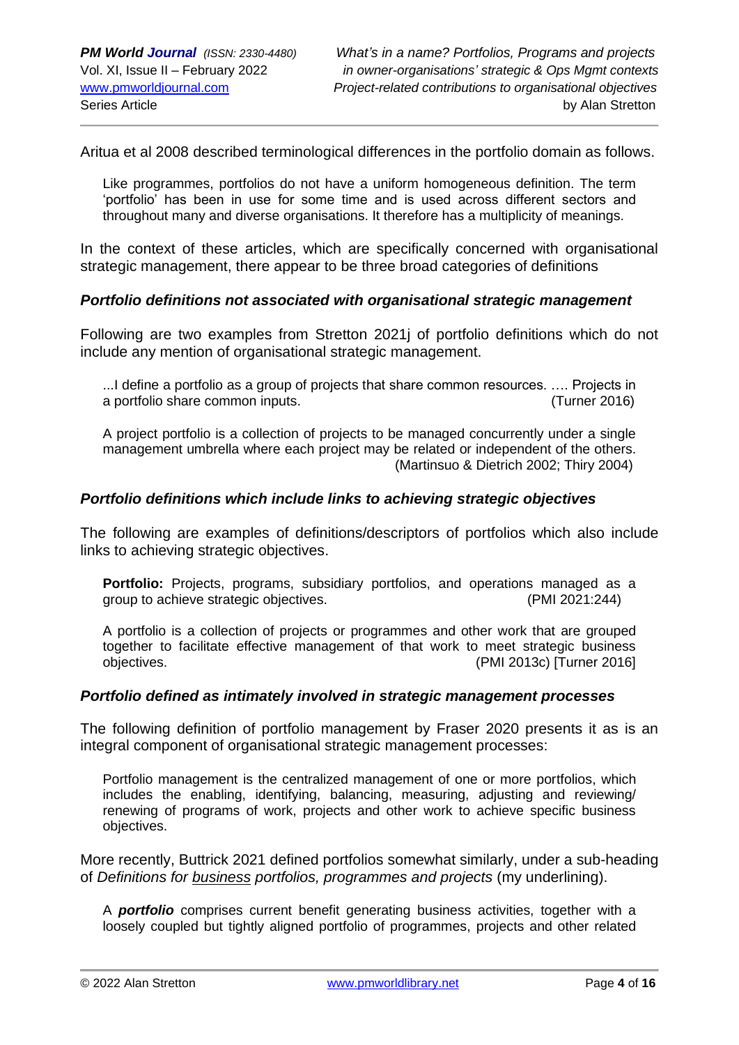Aritua et al 2008 described terminological differences in the portfolio domain as follows.

> Like programmes, portfolios do not have a uniform homogeneous definition. The term 'portfolio' has been in use for some time and is used across different sectors and throughout many and diverse organisations. It therefore has a multiplicity of meanings.

In the context of these articles, which are specifically concerned with organisational strategic management, there appear to be three broad categories of definitions

### *Portfolio definitions not associated with organisational strategic management*

Following are two examples from Stretton 2021j of portfolio definitions which do not include any mention of organisational strategic management.

> ...I define a portfolio as a group of projects that share common resources. …. Projects in a portfolio share common inputs. (Turner 2016)

> A project portfolio is a collection of projects to be managed concurrently under a single management umbrella where each project may be related or independent of the others. (Martinsuo & Dietrich 2002; Thiry 2004)

### *Portfolio definitions which include links to achieving strategic objectives*

The following are examples of definitions/descriptors of portfolios which also include links to achieving strategic objectives.

> **Portfolio:** Projects, programs, subsidiary portfolios, and operations managed as a group to achieve strategic objectives. (PMI 2021:244)

> A portfolio is a collection of projects or programmes and other work that are grouped together to facilitate effective management of that work to meet strategic business objectives. (PMI 2013c) [Turner 2016]

### *Portfolio defined as intimately involved in strategic management processes*

The following definition of portfolio management by Fraser 2020 presents it as is an integral component of organisational strategic management processes:

> Portfolio management is the centralized management of one or more portfolios, which includes the enabling, identifying, balancing, measuring, adjusting and reviewing/ renewing of programs of work, projects and other work to achieve specific business objectives.

More recently, Buttrick 2021 defined portfolios somewhat similarly, under a sub-heading of *Definitions for <u>business</u> portfolios, programmes and projects* (my underlining).

> A ***portfolio*** comprises current benefit generating business activities, together with a loosely coupled but tightly aligned portfolio of programmes, projects and other related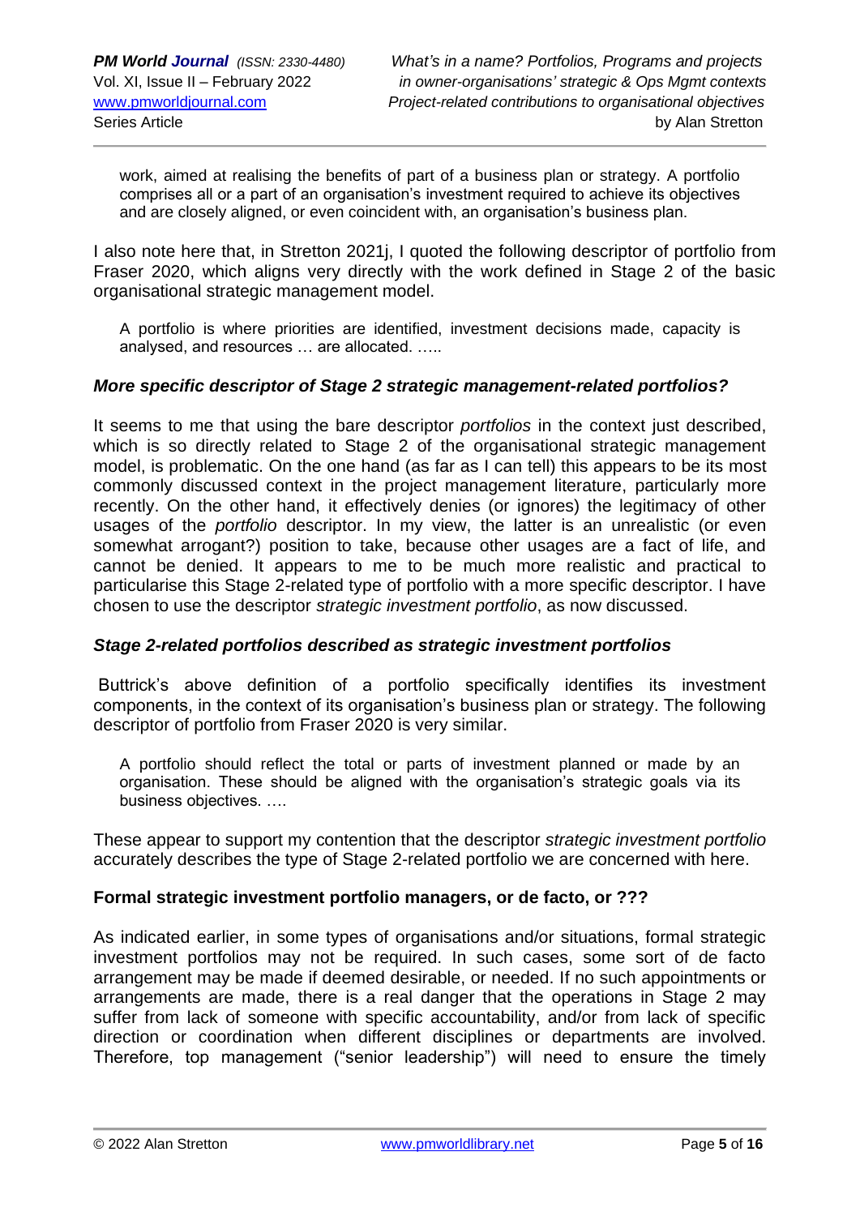work, aimed at realising the benefits of part of a business plan or strategy. A portfolio comprises all or a part of an organisation's investment required to achieve its objectives and are closely aligned, or even coincident with, an organisation's business plan.

I also note here that, in Stretton 2021j, I quoted the following descriptor of portfolio from Fraser 2020, which aligns very directly with the work defined in Stage 2 of the basic organisational strategic management model.

> A portfolio is where priorities are identified, investment decisions made, capacity is analysed, and resources … are allocated. …..

### *More specific descriptor of Stage 2 strategic management-related portfolios?*

It seems to me that using the bare descriptor *portfolios* in the context just described, which is so directly related to Stage 2 of the organisational strategic management model, is problematic. On the one hand (as far as I can tell) this appears to be its most commonly discussed context in the project management literature, particularly more recently. On the other hand, it effectively denies (or ignores) the legitimacy of other usages of the *portfolio* descriptor. In my view, the latter is an unrealistic (or even somewhat arrogant?) position to take, because other usages are a fact of life, and cannot be denied. It appears to me to be much more realistic and practical to particularise this Stage 2-related type of portfolio with a more specific descriptor. I have chosen to use the descriptor *strategic investment portfolio*, as now discussed.

### *Stage 2-related portfolios described as strategic investment portfolios*

Buttrick's above definition of a portfolio specifically identifies its investment components, in the context of its organisation's business plan or strategy. The following descriptor of portfolio from Fraser 2020 is very similar.

> A portfolio should reflect the total or parts of investment planned or made by an organisation. These should be aligned with the organisation's strategic goals via its business objectives. ….

These appear to support my contention that the descriptor *strategic investment portfolio* accurately describes the type of Stage 2-related portfolio we are concerned with here.

### **Formal strategic investment portfolio managers, or de facto, or ???**

As indicated earlier, in some types of organisations and/or situations, formal strategic investment portfolios may not be required. In such cases, some sort of de facto arrangement may be made if deemed desirable, or needed. If no such appointments or arrangements are made, there is a real danger that the operations in Stage 2 may suffer from lack of someone with specific accountability, and/or from lack of specific direction or coordination when different disciplines or departments are involved. Therefore, top management ("senior leadership") will need to ensure the timely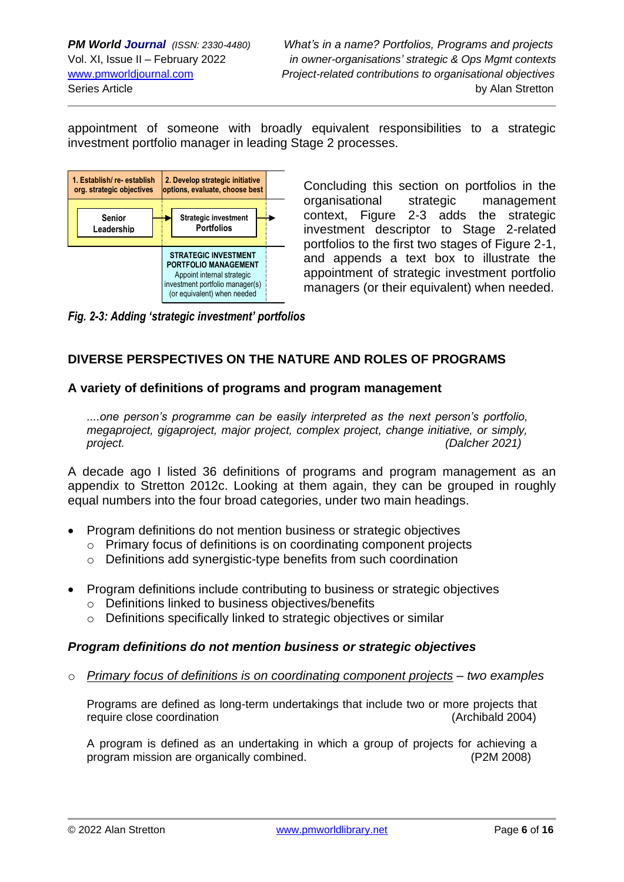appointment of someone with broadly equivalent responsibilities to a strategic investment portfolio manager in leading Stage 2 processes.

| 1. Establish/ re- establish org. strategic objectives | 2. Develop strategic initiative options, evaluate, choose best |
|---|---|
| Senior Leadership | Strategic investment Portfolios |
| | **STRATEGIC INVESTMENT PORTFOLIO MANAGEMENT** Appoint internal strategic investment portfolio manager(s) (or equivalent) when needed |

Concluding this section on portfolios in the organisational strategic management context, Figure 2-3 adds the strategic investment descriptor to Stage 2-related portfolios to the first two stages of Figure 2-1, and appends a text box to illustrate the appointment of strategic investment portfolio managers (or their equivalent) when needed.

***Fig. 2-3: Adding 'strategic investment' portfolios***

## DIVERSE PERSPECTIVES ON THE NATURE AND ROLES OF PROGRAMS

### A variety of definitions of programs and program management

> *....one person's programme can be easily interpreted as the next person's portfolio, megaproject, gigaproject, major project, complex project, change initiative, or simply, project.* (Dalcher 2021)

A decade ago I listed 36 definitions of programs and program management as an appendix to Stretton 2012c. Looking at them again, they can be grouped in roughly equal numbers into the four broad categories, under two main headings.

- Program definitions do not mention business or strategic objectives
  - Primary focus of definitions is on coordinating component projects
  - Definitions add synergistic-type benefits from such coordination
- Program definitions include contributing to business or strategic objectives
  - Definitions linked to business objectives/benefits
  - Definitions specifically linked to strategic objectives or similar

#### *Program definitions do not mention business or strategic objectives*

- *Primary focus of definitions is on coordinating component projects – two examples*

> Programs are defined as long-term undertakings that include two or more projects that require close coordination (Archibald 2004)

> A program is defined as an undertaking in which a group of projects for achieving a program mission are organically combined. (P2M 2008)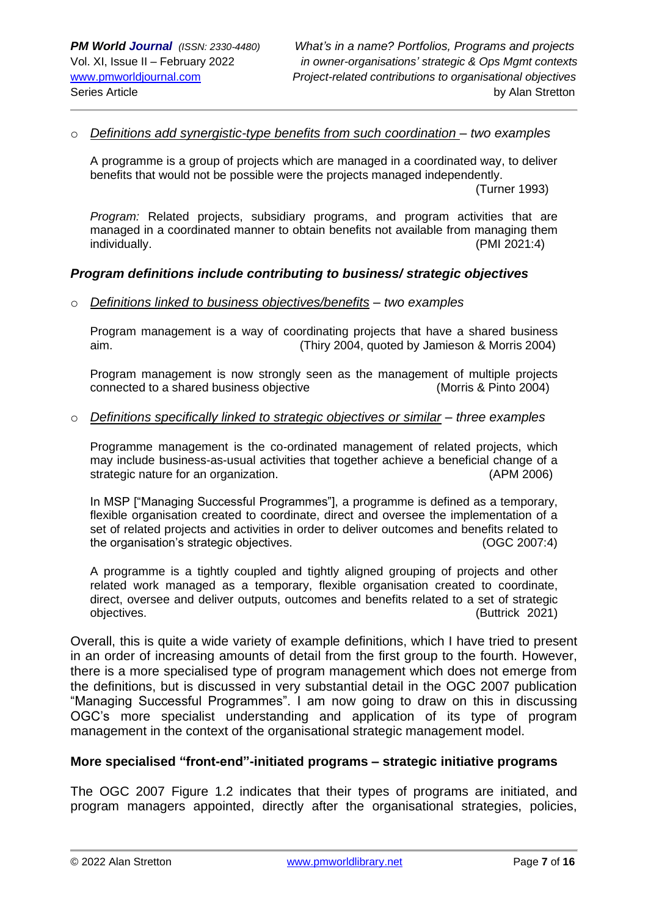- *Definitions add synergistic-type benefits from such coordination – two examples*

  A programme is a group of projects which are managed in a coordinated way, to deliver benefits that would not be possible were the projects managed independently.
  (Turner 1993)

  *Program:* Related projects, subsidiary programs, and program activities that are managed in a coordinated manner to obtain benefits not available from managing them individually. (PMI 2021:4)

### *Program definitions include contributing to business/ strategic objectives*

- *Definitions linked to business objectives/benefits – two examples*

  Program management is a way of coordinating projects that have a shared business aim. (Thiry 2004, quoted by Jamieson & Morris 2004)

  Program management is now strongly seen as the management of multiple projects connected to a shared business objective (Morris & Pinto 2004)

- *Definitions specifically linked to strategic objectives or similar – three examples*

  Programme management is the co-ordinated management of related projects, which may include business-as-usual activities that together achieve a beneficial change of a strategic nature for an organization. (APM 2006)

  In MSP ["Managing Successful Programmes"], a programme is defined as a temporary, flexible organisation created to coordinate, direct and oversee the implementation of a set of related projects and activities in order to deliver outcomes and benefits related to the organisation's strategic objectives. (OGC 2007:4)

  A programme is a tightly coupled and tightly aligned grouping of projects and other related work managed as a temporary, flexible organisation created to coordinate, direct, oversee and deliver outputs, outcomes and benefits related to a set of strategic objectives. (Buttrick 2021)

Overall, this is quite a wide variety of example definitions, which I have tried to present in an order of increasing amounts of detail from the first group to the fourth. However, there is a more specialised type of program management which does not emerge from the definitions, but is discussed in very substantial detail in the OGC 2007 publication "Managing Successful Programmes". I am now going to draw on this in discussing OGC's more specialist understanding and application of its type of program management in the context of the organisational strategic management model.

### More specialised "front-end"-initiated programs – strategic initiative programs

The OGC 2007 Figure 1.2 indicates that their types of programs are initiated, and program managers appointed, directly after the organisational strategies, policies,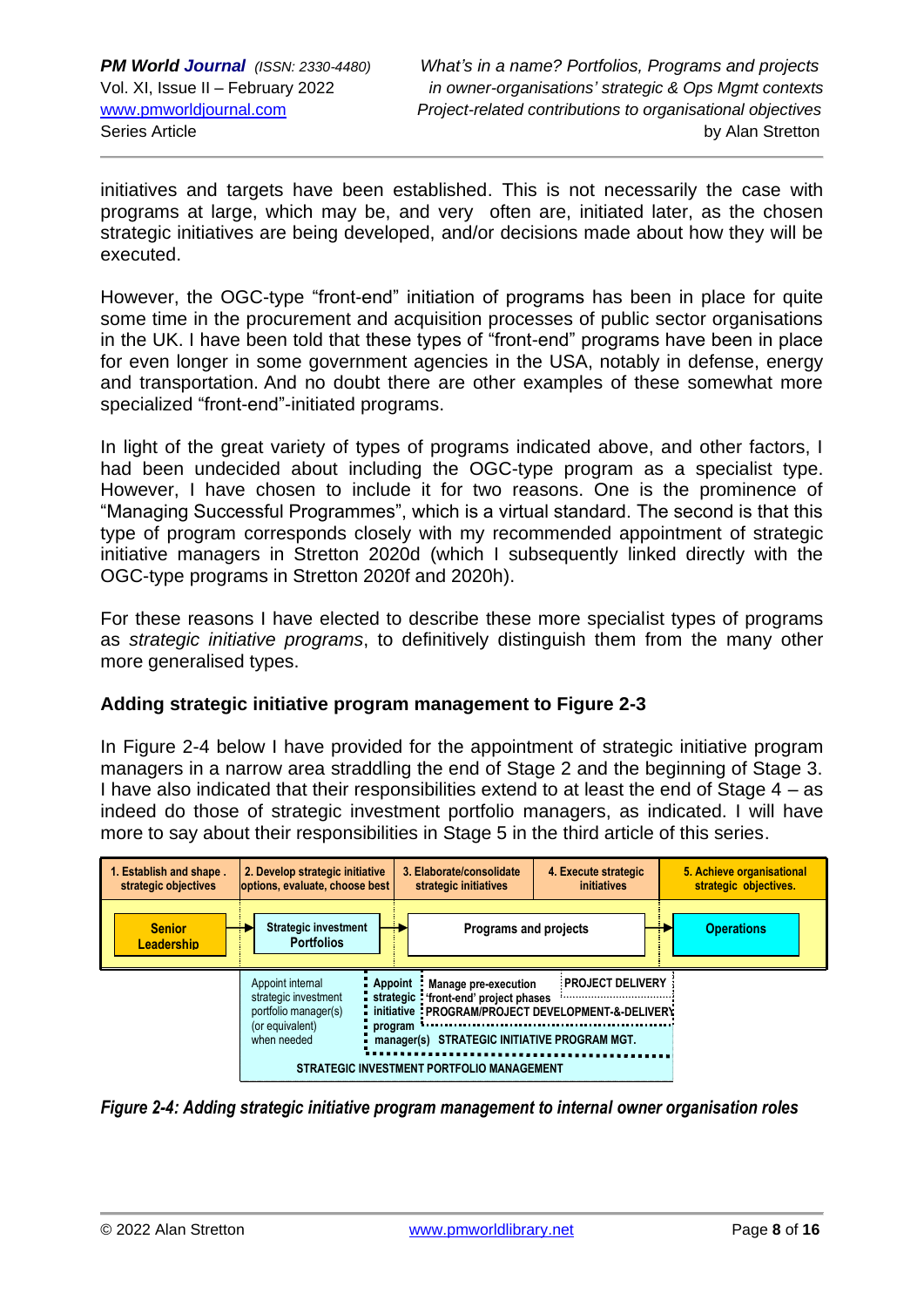initiatives and targets have been established. This is not necessarily the case with programs at large, which may be, and very often are, initiated later, as the chosen strategic initiatives are being developed, and/or decisions made about how they will be executed.

However, the OGC-type "front-end" initiation of programs has been in place for quite some time in the procurement and acquisition processes of public sector organisations in the UK. I have been told that these types of "front-end" programs have been in place for even longer in some government agencies in the USA, notably in defense, energy and transportation. And no doubt there are other examples of these somewhat more specialized "front-end"-initiated programs.

In light of the great variety of types of programs indicated above, and other factors, I had been undecided about including the OGC-type program as a specialist type. However, I have chosen to include it for two reasons. One is the prominence of "Managing Successful Programmes", which is a virtual standard. The second is that this type of program corresponds closely with my recommended appointment of strategic initiative managers in Stretton 2020d (which I subsequently linked directly with the OGC-type programs in Stretton 2020f and 2020h).

For these reasons I have elected to describe these more specialist types of programs as *strategic initiative programs*, to definitively distinguish them from the many other more generalised types.

### Adding strategic initiative program management to Figure 2-3

In Figure 2-4 below I have provided for the appointment of strategic initiative program managers in a narrow area straddling the end of Stage 2 and the beginning of Stage 3. I have also indicated that their responsibilities extend to at least the end of Stage 4 – as indeed do those of strategic investment portfolio managers, as indicated. I will have more to say about their responsibilities in Stage 5 in the third article of this series.

| 1. Establish and shape strategic objectives | 2. Develop strategic initiative options, evaluate, choose best | 3. Elaborate/consolidate strategic initiatives | 4. Execute strategic initiatives | 5. Achieve organisational strategic objectives. |
|---|---|---|---|---|
| Senior Leadership | Strategic investment Portfolios | Programs and projects | | Operations |

Appoint internal strategic investment portfolio manager(s) (or equivalent) when needed

Appoint strategic initiative program manager(s)

Manage pre-execution 'front-end' project phases

PROJECT DELIVERY

PROGRAM/PROJECT DEVELOPMENT-&-DELIVERY

STRATEGIC INITIATIVE PROGRAM MGT.

STRATEGIC INVESTMENT PORTFOLIO MANAGEMENT

*Figure 2-4: Adding strategic initiative program management to internal owner organisation roles*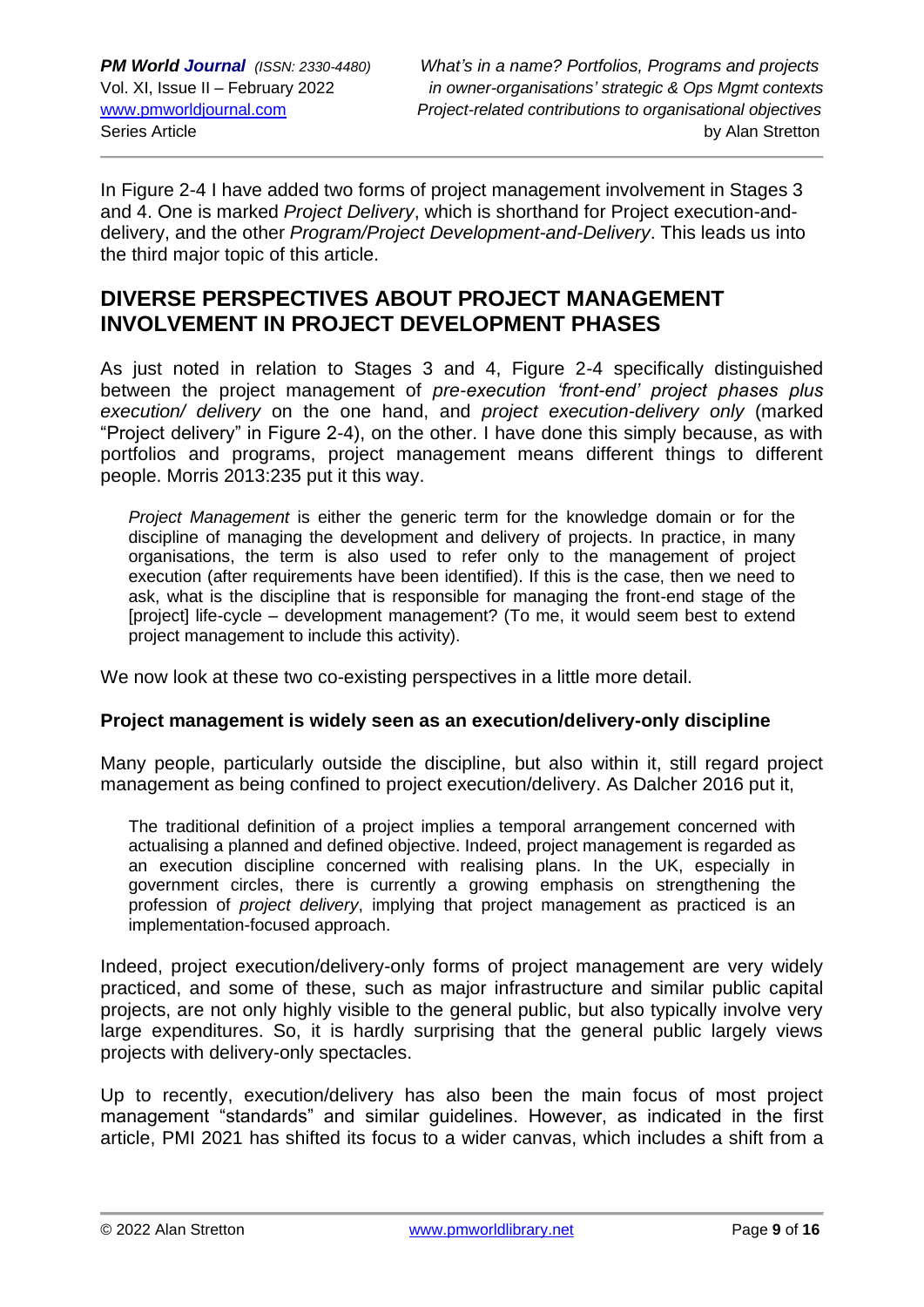In Figure 2-4 I have added two forms of project management involvement in Stages 3 and 4. One is marked *Project Delivery*, which is shorthand for Project execution-and-delivery, and the other *Program/Project Development-and-Delivery*. This leads us into the third major topic of this article.

## DIVERSE PERSPECTIVES ABOUT PROJECT MANAGEMENT INVOLVEMENT IN PROJECT DEVELOPMENT PHASES

As just noted in relation to Stages 3 and 4, Figure 2-4 specifically distinguished between the project management of *pre-execution 'front-end' project phases plus execution/ delivery* on the one hand, and *project execution-delivery only* (marked "Project delivery" in Figure 2-4), on the other. I have done this simply because, as with portfolios and programs, project management means different things to different people. Morris 2013:235 put it this way.

> *Project Management* is either the generic term for the knowledge domain or for the discipline of managing the development and delivery of projects. In practice, in many organisations, the term is also used to refer only to the management of project execution (after requirements have been identified). If this is the case, then we need to ask, what is the discipline that is responsible for managing the front-end stage of the [project] life-cycle – development management? (To me, it would seem best to extend project management to include this activity).

We now look at these two co-existing perspectives in a little more detail.

### Project management is widely seen as an execution/delivery-only discipline

Many people, particularly outside the discipline, but also within it, still regard project management as being confined to project execution/delivery. As Dalcher 2016 put it,

> The traditional definition of a project implies a temporal arrangement concerned with actualising a planned and defined objective. Indeed, project management is regarded as an execution discipline concerned with realising plans. In the UK, especially in government circles, there is currently a growing emphasis on strengthening the profession of *project delivery*, implying that project management as practiced is an implementation-focused approach.

Indeed, project execution/delivery-only forms of project management are very widely practiced, and some of these, such as major infrastructure and similar public capital projects, are not only highly visible to the general public, but also typically involve very large expenditures. So, it is hardly surprising that the general public largely views projects with delivery-only spectacles.

Up to recently, execution/delivery has also been the main focus of most project management "standards" and similar guidelines. However, as indicated in the first article, PMI 2021 has shifted its focus to a wider canvas, which includes a shift from a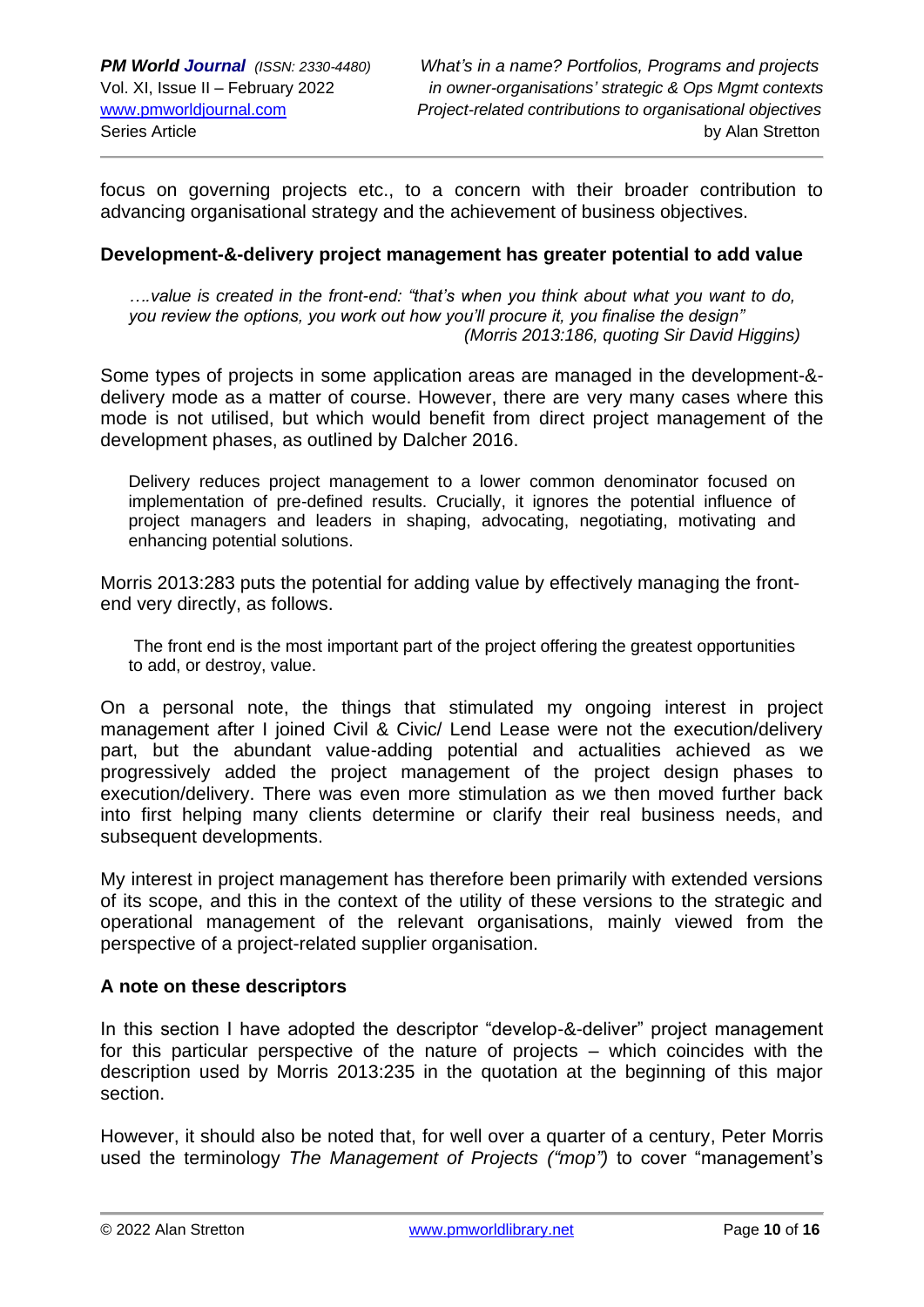focus on governing projects etc., to a concern with their broader contribution to advancing organisational strategy and the achievement of business objectives.

### Development-&-delivery project management has greater potential to add value

> *….value is created in the front-end: "that's when you think about what you want to do, you review the options, you work out how you'll procure it, you finalise the design"*
> *(Morris 2013:186, quoting Sir David Higgins)*

Some types of projects in some application areas are managed in the development-&-delivery mode as a matter of course. However, there are very many cases where this mode is not utilised, but which would benefit from direct project management of the development phases, as outlined by Dalcher 2016.

> Delivery reduces project management to a lower common denominator focused on implementation of pre-defined results. Crucially, it ignores the potential influence of project managers and leaders in shaping, advocating, negotiating, motivating and enhancing potential solutions.

Morris 2013:283 puts the potential for adding value by effectively managing the front-end very directly, as follows.

> The front end is the most important part of the project offering the greatest opportunities to add, or destroy, value.

On a personal note, the things that stimulated my ongoing interest in project management after I joined Civil & Civic/ Lend Lease were not the execution/delivery part, but the abundant value-adding potential and actualities achieved as we progressively added the project management of the project design phases to execution/delivery. There was even more stimulation as we then moved further back into first helping many clients determine or clarify their real business needs, and subsequent developments.

My interest in project management has therefore been primarily with extended versions of its scope, and this in the context of the utility of these versions to the strategic and operational management of the relevant organisations, mainly viewed from the perspective of a project-related supplier organisation.

### A note on these descriptors

In this section I have adopted the descriptor "develop-&-deliver" project management for this particular perspective of the nature of projects – which coincides with the description used by Morris 2013:235 in the quotation at the beginning of this major section.

However, it should also be noted that, for well over a quarter of a century, Peter Morris used the terminology *The Management of Projects ("mop")* to cover "management's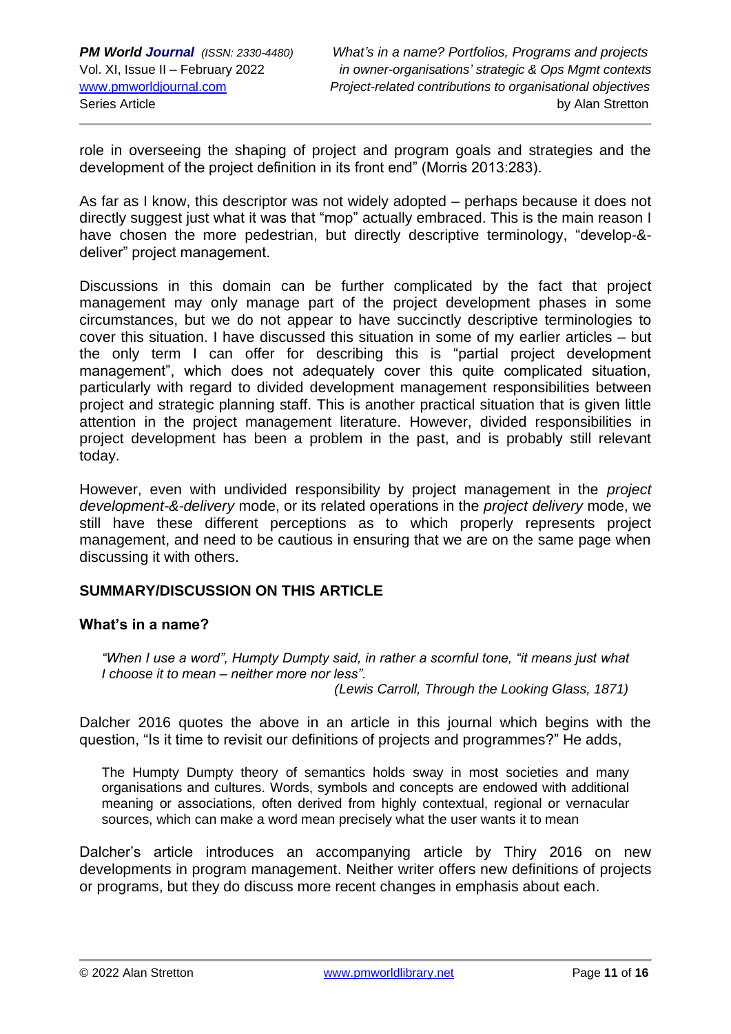role in overseeing the shaping of project and program goals and strategies and the development of the project definition in its front end" (Morris 2013:283).

As far as I know, this descriptor was not widely adopted – perhaps because it does not directly suggest just what it was that "mop" actually embraced. This is the main reason I have chosen the more pedestrian, but directly descriptive terminology, "develop-&-deliver" project management.

Discussions in this domain can be further complicated by the fact that project management may only manage part of the project development phases in some circumstances, but we do not appear to have succinctly descriptive terminologies to cover this situation. I have discussed this situation in some of my earlier articles – but the only term I can offer for describing this is "partial project development management", which does not adequately cover this quite complicated situation, particularly with regard to divided development management responsibilities between project and strategic planning staff. This is another practical situation that is given little attention in the project management literature. However, divided responsibilities in project development has been a problem in the past, and is probably still relevant today.

However, even with undivided responsibility by project management in the *project development-&-delivery* mode, or its related operations in the *project delivery* mode, we still have these different perceptions as to which properly represents project management, and need to be cautious in ensuring that we are on the same page when discussing it with others.

## SUMMARY/DISCUSSION ON THIS ARTICLE

### What's in a name?

> *"When I use a word", Humpty Dumpty said, in rather a scornful tone, "it means just what I choose it to mean – neither more nor less".*
>
> *(Lewis Carroll, Through the Looking Glass, 1871)*

Dalcher 2016 quotes the above in an article in this journal which begins with the question, "Is it time to revisit our definitions of projects and programmes?" He adds,

> The Humpty Dumpty theory of semantics holds sway in most societies and many organisations and cultures. Words, symbols and concepts are endowed with additional meaning or associations, often derived from highly contextual, regional or vernacular sources, which can make a word mean precisely what the user wants it to mean

Dalcher's article introduces an accompanying article by Thiry 2016 on new developments in program management. Neither writer offers new definitions of projects or programs, but they do discuss more recent changes in emphasis about each.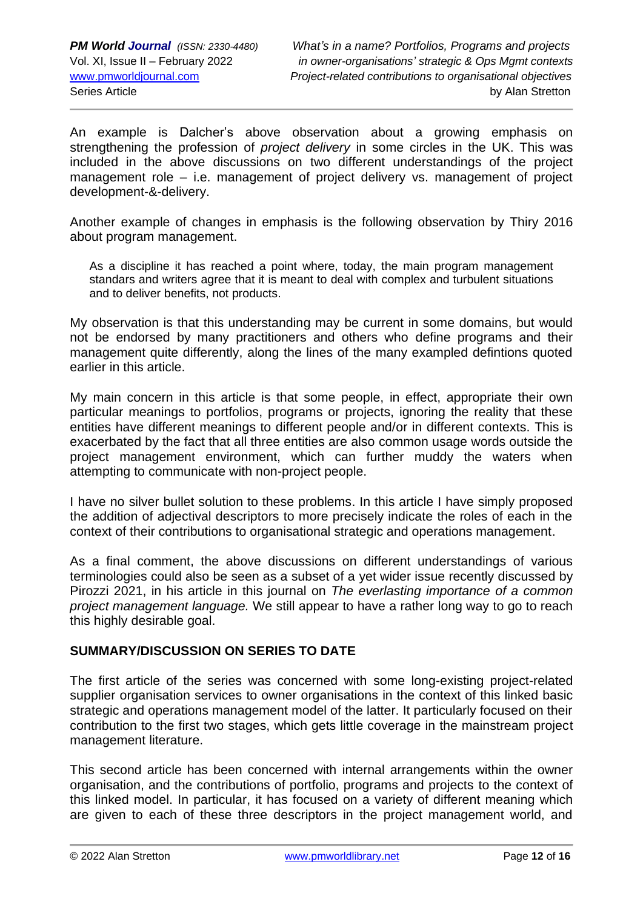An example is Dalcher's above observation about a growing emphasis on strengthening the profession of *project delivery* in some circles in the UK. This was included in the above discussions on two different understandings of the project management role – i.e. management of project delivery vs. management of project development-&-delivery.

Another example of changes in emphasis is the following observation by Thiry 2016 about program management.

> As a discipline it has reached a point where, today, the main program management standards and writers agree that it is meant to deal with complex and turbulent situations and to deliver benefits, not products.

My observation is that this understanding may be current in some domains, but would not be endorsed by many practitioners and others who define programs and their management quite differently, along the lines of the many exampled defintions quoted earlier in this article.

My main concern in this article is that some people, in effect, appropriate their own particular meanings to portfolios, programs or projects, ignoring the reality that these entities have different meanings to different people and/or in different contexts. This is exacerbated by the fact that all three entities are also common usage words outside the project management environment, which can further muddy the waters when attempting to communicate with non-project people.

I have no silver bullet solution to these problems. In this article I have simply proposed the addition of adjectival descriptors to more precisely indicate the roles of each in the context of their contributions to organisational strategic and operations management.

As a final comment, the above discussions on different understandings of various terminologies could also be seen as a subset of a yet wider issue recently discussed by Pirozzi 2021, in his article in this journal on *The everlasting importance of a common project management language.* We still appear to have a rather long way to go to reach this highly desirable goal.

## SUMMARY/DISCUSSION ON SERIES TO DATE

The first article of the series was concerned with some long-existing project-related supplier organisation services to owner organisations in the context of this linked basic strategic and operations management model of the latter. It particularly focused on their contribution to the first two stages, which gets little coverage in the mainstream project management literature.

This second article has been concerned with internal arrangements within the owner organisation, and the contributions of portfolio, programs and projects to the context of this linked model. In particular, it has focused on a variety of different meaning which are given to each of these three descriptors in the project management world, and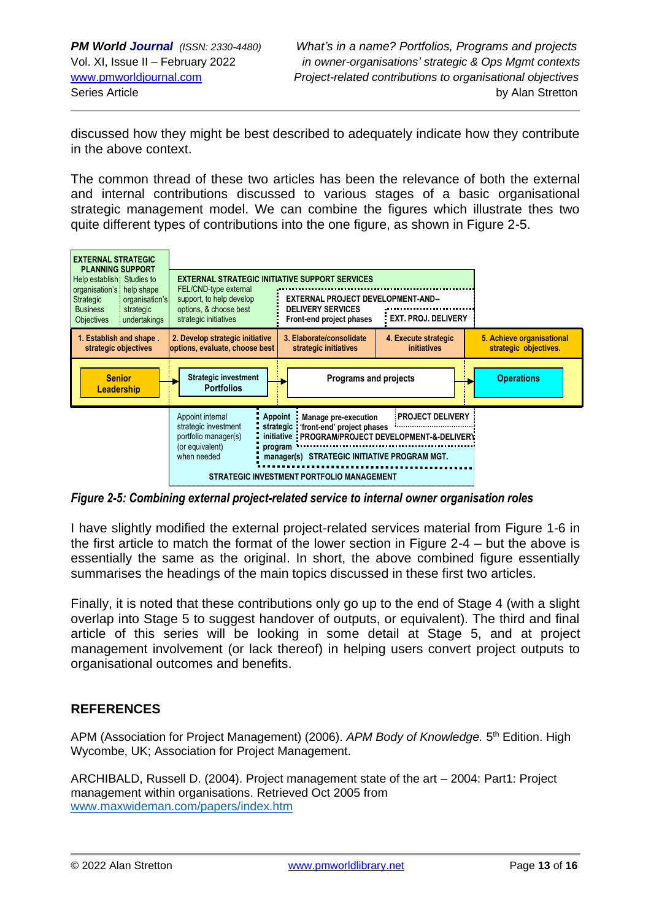discussed how they might be best described to adequately indicate how they contribute in the above context.

The common thread of these two articles has been the relevance of both the external and internal contributions discussed to various stages of a basic organisational strategic management model. We can combine the figures which illustrate thes two quite different types of contributions into the one figure, as shown in Figure 2-5.

| EXTERNAL STRATEGIC PLANNING SUPPORT | EXTERNAL STRATEGIC INITIATIVE SUPPORT SERVICES | | | |
|---|---|---|---|---|
| Help establish organisation's Strategic Business Objectives / Studies to help shape organisation's strategic undertakings | FEL/CND-type external support, to help develop options, & choose best strategic initiatives | EXTERNAL PROJECT DEVELOPMENT-AND-- DELIVERY SERVICES Front-end project phases | EXT. PROJ. DELIVERY | |
| 1. Establish and shape . strategic objectives | 2. Develop strategic initiative options, evaluate, choose best | 3. Elaborate/consolidate strategic initiatives | 4. Execute strategic initiatives | 5. Achieve organisational strategic objectives. |
| Senior Leadership → | Strategic investment Portfolios → | Programs and projects | → | Operations |
| | Appoint internal strategic investment portfolio manager(s) (or equivalent) when needed | Appoint strategic initiative program manager(s) / Manage pre-execution 'front-end' project phases / PROGRAM/PROJECT DEVELOPMENT-&-DELIVERY / STRATEGIC INITIATIVE PROGRAM MGT. | PROJECT DELIVERY | |
| | STRATEGIC INVESTMENT PORTFOLIO MANAGEMENT | | | |

*Figure 2-5: Combining external project-related service to internal owner organisation roles*

I have slightly modified the external project-related services material from Figure 1-6 in the first article to match the format of the lower section in Figure 2-4 – but the above is essentially the same as the original. In short, the above combined figure essentially summarises the headings of the main topics discussed in these first two articles.

Finally, it is noted that these contributions only go up to the end of Stage 4 (with a slight overlap into Stage 5 to suggest handover of outputs, or equivalent). The third and final article of this series will be looking in some detail at Stage 5, and at project management involvement (or lack thereof) in helping users convert project outputs to organisational outcomes and benefits.

## REFERENCES

APM (Association for Project Management) (2006). *APM Body of Knowledge.* 5th Edition. High Wycombe, UK; Association for Project Management.

ARCHIBALD, Russell D. (2004). Project management state of the art – 2004: Part1: Project management within organisations. Retrieved Oct 2005 from www.maxwideman.com/papers/index.htm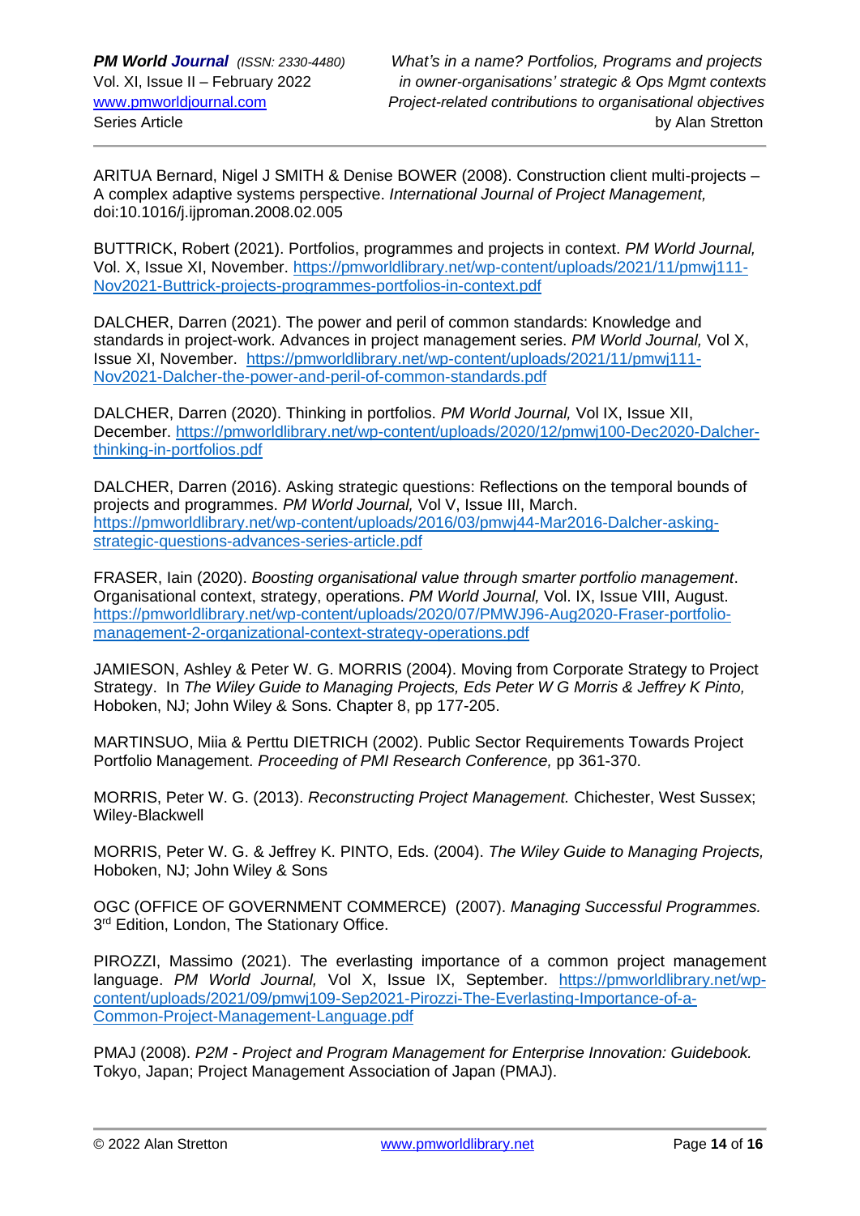ARITUA Bernard, Nigel J SMITH & Denise BOWER (2008). Construction client multi-projects – A complex adaptive systems perspective. *International Journal of Project Management,* doi:10.1016/j.ijproman.2008.02.005

BUTTRICK, Robert (2021). Portfolios, programmes and projects in context. *PM World Journal,* Vol. X, Issue XI, November. https://pmworldlibrary.net/wp-content/uploads/2021/11/pmwj111-Nov2021-Buttrick-projects-programmes-portfolios-in-context.pdf

DALCHER, Darren (2021). The power and peril of common standards: Knowledge and standards in project-work. Advances in project management series. *PM World Journal,* Vol X, Issue XI, November. https://pmworldlibrary.net/wp-content/uploads/2021/11/pmwj111-Nov2021-Dalcher-the-power-and-peril-of-common-standards.pdf

DALCHER, Darren (2020). Thinking in portfolios. *PM World Journal,* Vol IX, Issue XII, December. https://pmworldlibrary.net/wp-content/uploads/2020/12/pmwj100-Dec2020-Dalcher-thinking-in-portfolios.pdf

DALCHER, Darren (2016). Asking strategic questions: Reflections on the temporal bounds of projects and programmes. *PM World Journal,* Vol V, Issue III, March. https://pmworldlibrary.net/wp-content/uploads/2016/03/pmwj44-Mar2016-Dalcher-asking-strategic-questions-advances-series-article.pdf

FRASER, Iain (2020). *Boosting organisational value through smarter portfolio management*. Organisational context, strategy, operations. *PM World Journal,* Vol. IX, Issue VIII, August. https://pmworldlibrary.net/wp-content/uploads/2020/07/PMWJ96-Aug2020-Fraser-portfolio-management-2-organizational-context-strategy-operations.pdf

JAMIESON, Ashley & Peter W. G. MORRIS (2004). Moving from Corporate Strategy to Project Strategy. In *The Wiley Guide to Managing Projects, Eds Peter W G Morris & Jeffrey K Pinto,* Hoboken, NJ; John Wiley & Sons. Chapter 8, pp 177-205.

MARTINSUO, Miia & Perttu DIETRICH (2002). Public Sector Requirements Towards Project Portfolio Management. *Proceeding of PMI Research Conference,* pp 361-370.

MORRIS, Peter W. G. (2013). *Reconstructing Project Management.* Chichester, West Sussex; Wiley-Blackwell

MORRIS, Peter W. G. & Jeffrey K. PINTO, Eds. (2004). *The Wiley Guide to Managing Projects,* Hoboken, NJ; John Wiley & Sons

OGC (OFFICE OF GOVERNMENT COMMERCE) (2007). *Managing Successful Programmes.* 3rd Edition, London, The Stationary Office.

PIROZZI, Massimo (2021). The everlasting importance of a common project management language. *PM World Journal,* Vol X, Issue IX, September. https://pmworldlibrary.net/wp-content/uploads/2021/09/pmwj109-Sep2021-Pirozzi-The-Everlasting-Importance-of-a-Common-Project-Management-Language.pdf

PMAJ (2008). *P2M - Project and Program Management for Enterprise Innovation: Guidebook.* Tokyo, Japan; Project Management Association of Japan (PMAJ).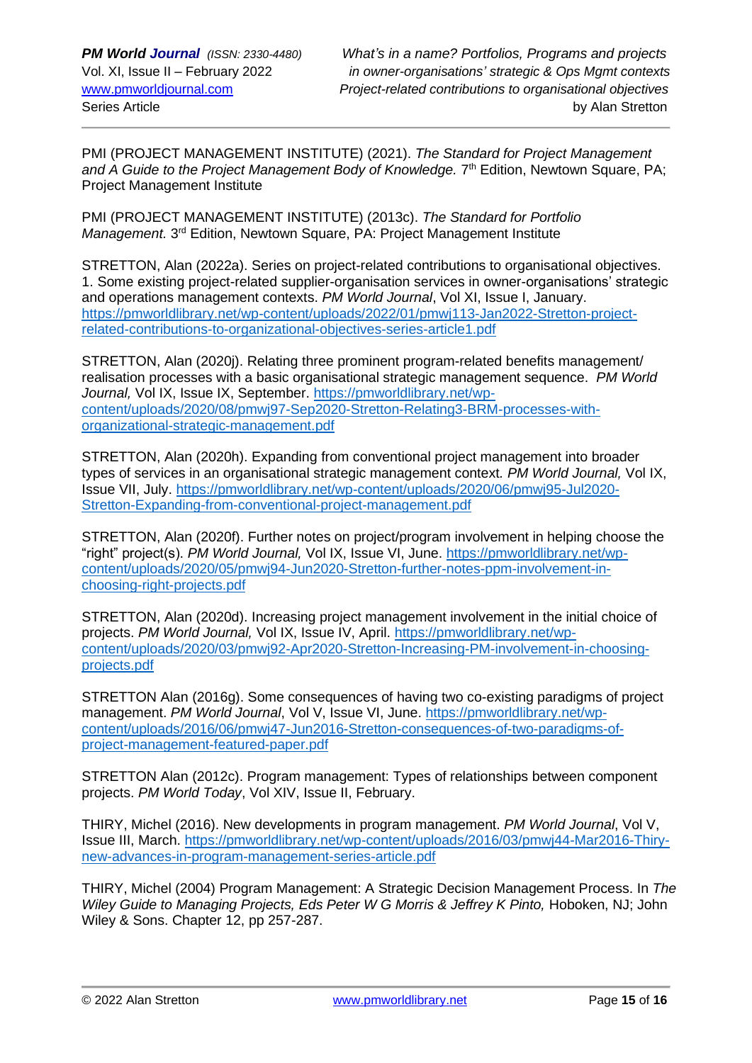PMI (PROJECT MANAGEMENT INSTITUTE) (2021). *The Standard for Project Management and A Guide to the Project Management Body of Knowledge.* 7th Edition, Newtown Square, PA; Project Management Institute

PMI (PROJECT MANAGEMENT INSTITUTE) (2013c). *The Standard for Portfolio Management.* 3rd Edition, Newtown Square, PA: Project Management Institute

STRETTON, Alan (2022a). Series on project-related contributions to organisational objectives. 1. Some existing project-related supplier-organisation services in owner-organisations' strategic and operations management contexts. *PM World Journal*, Vol XI, Issue I, January. https://pmworldlibrary.net/wp-content/uploads/2022/01/pmwj113-Jan2022-Stretton-project-related-contributions-to-organizational-objectives-series-article1.pdf

STRETTON, Alan (2020j). Relating three prominent program-related benefits management/ realisation processes with a basic organisational strategic management sequence. *PM World Journal,* Vol IX, Issue IX, September. https://pmworldlibrary.net/wp-content/uploads/2020/08/pmwj97-Sep2020-Stretton-Relating3-BRM-processes-with-organizational-strategic-management.pdf

STRETTON, Alan (2020h). Expanding from conventional project management into broader types of services in an organisational strategic management context*. PM World Journal,* Vol IX, Issue VII, July. https://pmworldlibrary.net/wp-content/uploads/2020/06/pmwj95-Jul2020-Stretton-Expanding-from-conventional-project-management.pdf

STRETTON, Alan (2020f). Further notes on project/program involvement in helping choose the "right" project(s). *PM World Journal,* Vol IX, Issue VI, June. https://pmworldlibrary.net/wp-content/uploads/2020/05/pmwj94-Jun2020-Stretton-further-notes-ppm-involvement-in-choosing-right-projects.pdf

STRETTON, Alan (2020d). Increasing project management involvement in the initial choice of projects. *PM World Journal,* Vol IX, Issue IV, April. https://pmworldlibrary.net/wp-content/uploads/2020/03/pmwj92-Apr2020-Stretton-Increasing-PM-involvement-in-choosing-projects.pdf

STRETTON Alan (2016g). Some consequences of having two co-existing paradigms of project management. *PM World Journal*, Vol V, Issue VI, June. https://pmworldlibrary.net/wp-content/uploads/2016/06/pmwj47-Jun2016-Stretton-consequences-of-two-paradigms-of-project-management-featured-paper.pdf

STRETTON Alan (2012c). Program management: Types of relationships between component projects. *PM World Today*, Vol XIV, Issue II, February.

THIRY, Michel (2016). New developments in program management. *PM World Journal*, Vol V, Issue III, March. https://pmworldlibrary.net/wp-content/uploads/2016/03/pmwj44-Mar2016-Thiry-new-advances-in-program-management-series-article.pdf

THIRY, Michel (2004) Program Management: A Strategic Decision Management Process. In *The Wiley Guide to Managing Projects, Eds Peter W G Morris & Jeffrey K Pinto,* Hoboken, NJ; John Wiley & Sons. Chapter 12, pp 257-287.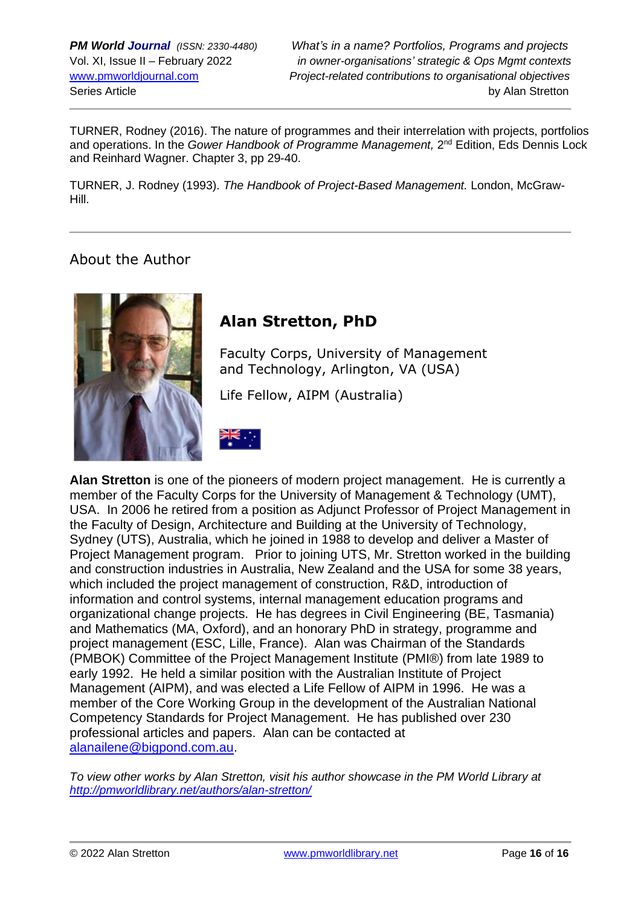TURNER, Rodney (2016). The nature of programmes and their interrelation with projects, portfolios and operations. In the *Gower Handbook of Programme Management,* 2nd Edition, Eds Dennis Lock and Reinhard Wagner. Chapter 3, pp 29-40.

TURNER, J. Rodney (1993). *The Handbook of Project-Based Management.* London, McGraw-Hill.

## About the Author

### Alan Stretton, PhD

Faculty Corps, University of Management and Technology, Arlington, VA (USA)

Life Fellow, AIPM (Australia)

**Alan Stretton** is one of the pioneers of modern project management. He is currently a member of the Faculty Corps for the University of Management & Technology (UMT), USA. In 2006 he retired from a position as Adjunct Professor of Project Management in the Faculty of Design, Architecture and Building at the University of Technology, Sydney (UTS), Australia, which he joined in 1988 to develop and deliver a Master of Project Management program. Prior to joining UTS, Mr. Stretton worked in the building and construction industries in Australia, New Zealand and the USA for some 38 years, which included the project management of construction, R&D, introduction of information and control systems, internal management education programs and organizational change projects. He has degrees in Civil Engineering (BE, Tasmania) and Mathematics (MA, Oxford), and an honorary PhD in strategy, programme and project management (ESC, Lille, France). Alan was Chairman of the Standards (PMBOK) Committee of the Project Management Institute (PMI®) from late 1989 to early 1992. He held a similar position with the Australian Institute of Project Management (AIPM), and was elected a Life Fellow of AIPM in 1996. He was a member of the Core Working Group in the development of the Australian National Competency Standards for Project Management. He has published over 230 professional articles and papers. Alan can be contacted at alanailene@bigpond.com.au.

*To view other works by Alan Stretton, visit his author showcase in the PM World Library at http://pmworldlibrary.net/authors/alan-stretton/*